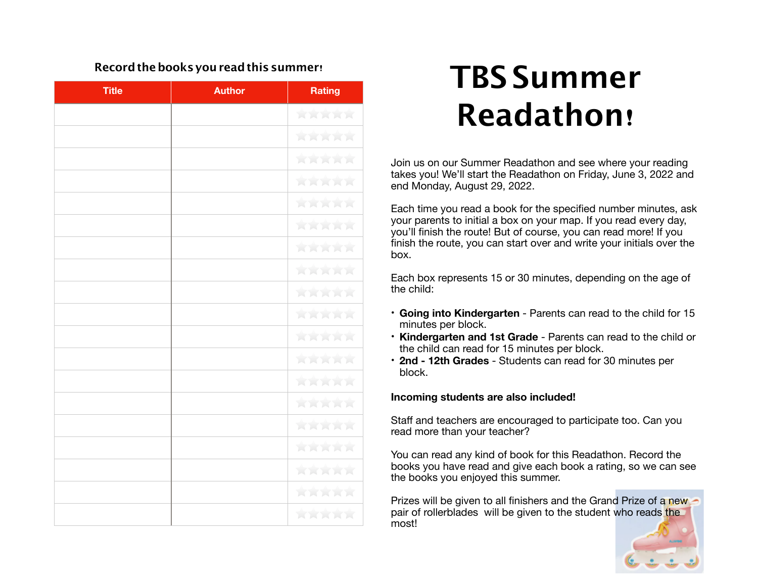# TBS Summer Readathon!

Join us on our Summer Readathon and see where your reading takes you! We'll start the Readathon on Friday, June 3, 2022 and end Monday, August 29, 2022.

Each time you read a book for the specified number minutes, ask your parents to initial a box on your map. If you read every day, you'll finish the route! But of course, you can read more! If you finish the route, you can start over and write your initials over the box.

Each box represents 15 or 30 minutes, depending on the age of the child:

- **Going into Kindergarten** - Parents can read to the child for 15 minutes per block.
- **Kindergarten and 1st Grade** - Parents can read to the child or the child can read for 15 minutes per block.
- **2nd - 12th Grades** - Students can read for 30 minutes per block.

**Incoming students are also included!**

Staff and teachers are encouraged to participate too. Can you read more than your teacher?

You can read any kind of book for this Readathon. Record the books you have read and give each book a rating, so we can see the books you enjoyed this summer.

Prizes will be given to all finishers and the Grand Prize of a new pair of rollerblades will be given to the student who reads the most!

**Record the books you read this summer!**

| Title | Author | Rating |
|---|---|---|
| | | ☆☆☆☆☆ |
| | | ☆☆☆☆☆ |
| | | ☆☆☆☆☆ |
| | | ☆☆☆☆☆ |
| | | ☆☆☆☆☆ |
| | | ☆☆☆☆☆ |
| | | ☆☆☆☆☆ |
| | | ☆☆☆☆☆ |
| | | ☆☆☆☆☆ |
| | | ☆☆☆☆☆ |
| | | ☆☆☆☆☆ |
| | | ☆☆☆☆☆ |
| | | ☆☆☆☆☆ |
| | | ☆☆☆☆☆ |
| | | ☆☆☆☆☆ |
| | | ☆☆☆☆☆ |
| | | ☆☆☆☆☆ |
| | | ☆☆☆☆☆ |
| | | ☆☆☆☆☆ |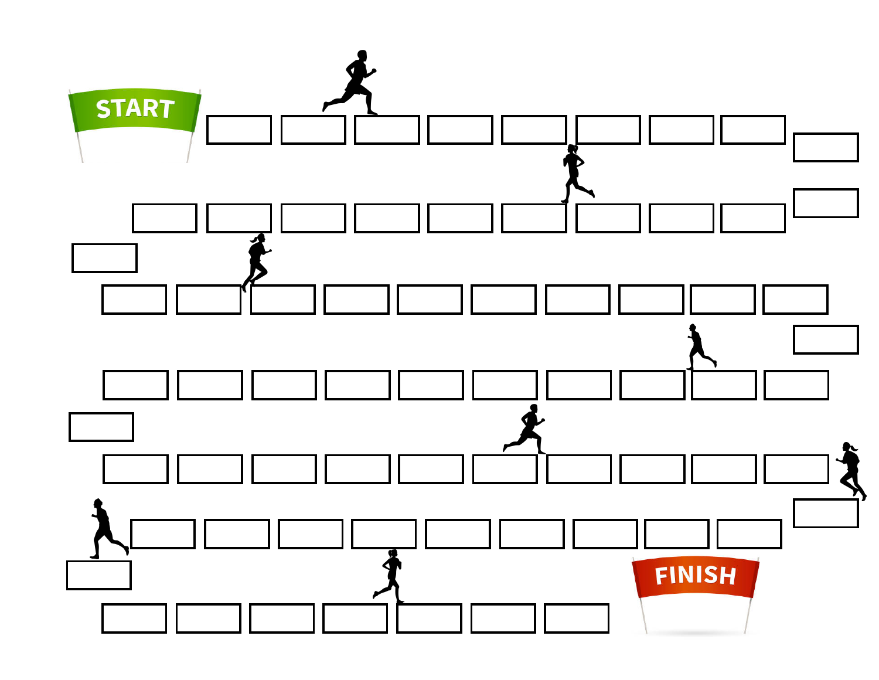START

FINISH